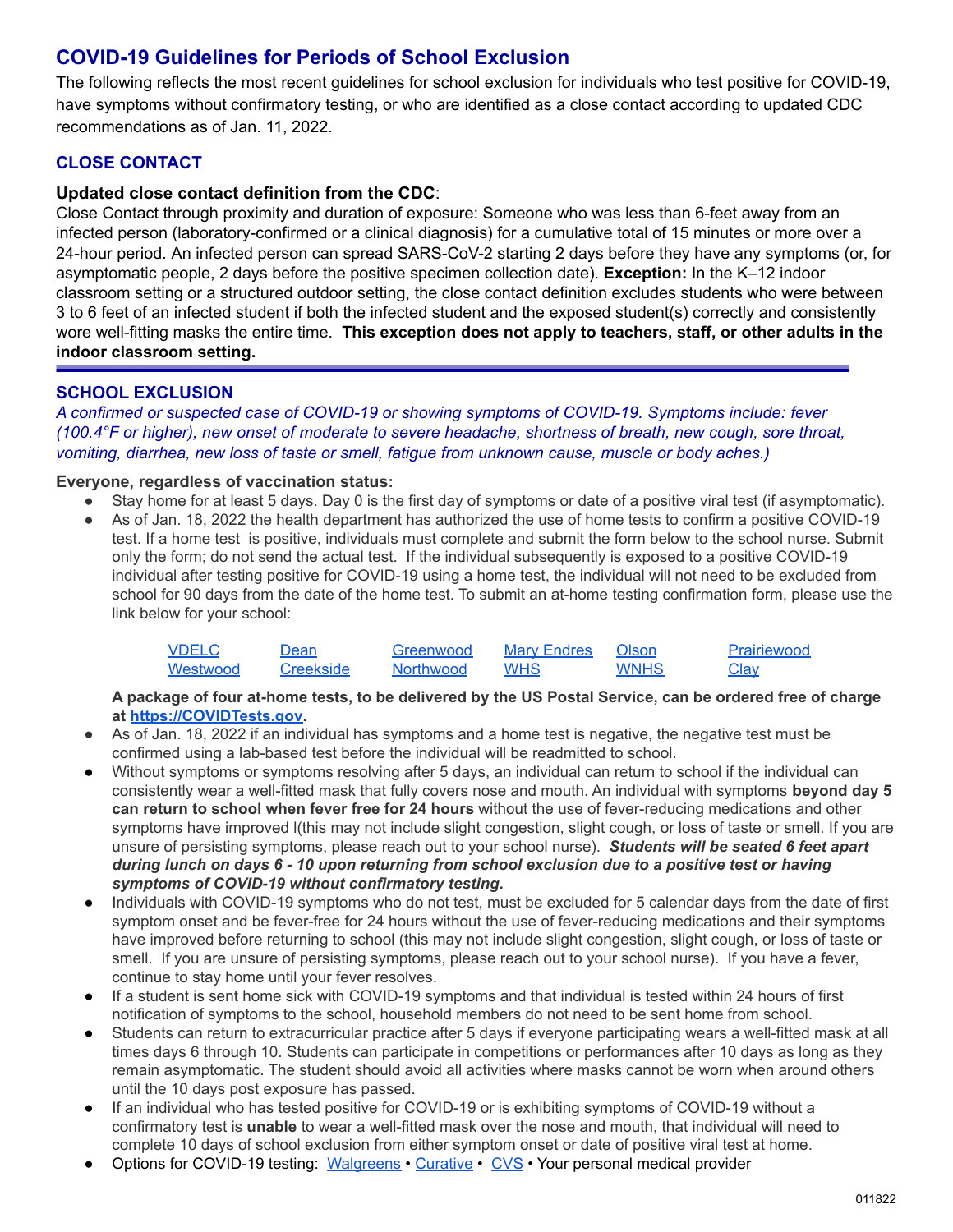## COVID-19 Guidelines for Periods of School Exclusion

The following reflects the most recent guidelines for school exclusion for individuals who test positive for COVID-19, have symptoms without confirmatory testing, or who are identified as a close contact according to updated CDC recommendations as of Jan. 11, 2022.

### CLOSE CONTACT

**Updated close contact definition from the CDC**:

Close Contact through proximity and duration of exposure: Someone who was less than 6-feet away from an infected person (laboratory-confirmed or a clinical diagnosis) for a cumulative total of 15 minutes or more over a 24-hour period. An infected person can spread SARS-CoV-2 starting 2 days before they have any symptoms (or, for asymptomatic people, 2 days before the positive specimen collection date). **Exception:** In the K–12 indoor classroom setting or a structured outdoor setting, the close contact definition excludes students who were between 3 to 6 feet of an infected student if both the infected student and the exposed student(s) correctly and consistently wore well-fitting masks the entire time. **This exception does not apply to teachers, staff, or other adults in the indoor classroom setting.**

---

### SCHOOL EXCLUSION

*A confirmed or suspected case of COVID-19 or showing symptoms of COVID-19. Symptoms include: fever (100.4°F or higher), new onset of moderate to severe headache, shortness of breath, new cough, sore throat, vomiting, diarrhea, new loss of taste or smell, fatigue from unknown cause, muscle or body aches.)*

**Everyone, regardless of vaccination status:**

- Stay home for at least 5 days. Day 0 is the first day of symptoms or date of a positive viral test (if asymptomatic).
- As of Jan. 18, 2022 the health department has authorized the use of home tests to confirm a positive COVID-19 test. If a home test is positive, individuals must complete and submit the form below to the school nurse. Submit only the form; do not send the actual test. If the individual subsequently is exposed to a positive COVID-19 individual after testing positive for COVID-19 using a home test, the individual will not need to be excluded from school for 90 days from the date of the home test. To submit an at-home testing confirmation form, please use the link below for your school:

  | | | | | | |
  |---|---|---|---|---|---|
  | VDELC | Dean | Greenwood | Mary Endres | Olson | Prairiewood |
  | Westwood | Creekside | Northwood | WHS | WNHS | Clay |

  **A package of four at-home tests, to be delivered by the US Postal Service, can be ordered free of charge at https://COVIDTests.gov.**
- As of Jan. 18, 2022 if an individual has symptoms and a home test is negative, the negative test must be confirmed using a lab-based test before the individual will be readmitted to school.
- Without symptoms or symptoms resolving after 5 days, an individual can return to school if the individual can consistently wear a well-fitted mask that fully covers nose and mouth. An individual with symptoms **beyond day 5 can return to school when fever free for 24 hours** without the use of fever-reducing medications and other symptoms have improved l(this may not include slight congestion, slight cough, or loss of taste or smell. If you are unsure of persisting symptoms, please reach out to your school nurse). ***Students will be seated 6 feet apart during lunch on days 6 - 10 upon returning from school exclusion due to a positive test or having symptoms of COVID-19 without confirmatory testing.***
- Individuals with COVID-19 symptoms who do not test, must be excluded for 5 calendar days from the date of first symptom onset and be fever-free for 24 hours without the use of fever-reducing medications and their symptoms have improved before returning to school (this may not include slight congestion, slight cough, or loss of taste or smell. If you are unsure of persisting symptoms, please reach out to your school nurse). If you have a fever, continue to stay home until your fever resolves.
- If a student is sent home sick with COVID-19 symptoms and that individual is tested within 24 hours of first notification of symptoms to the school, household members do not need to be sent home from school.
- Students can return to extracurricular practice after 5 days if everyone participating wears a well-fitted mask at all times days 6 through 10. Students can participate in competitions or performances after 10 days as long as they remain asymptomatic. The student should avoid all activities where masks cannot be worn when around others until the 10 days post exposure has passed.
- If an individual who has tested positive for COVID-19 or is exhibiting symptoms of COVID-19 without a confirmatory test is **unable** to wear a well-fitted mask over the nose and mouth, that individual will need to complete 10 days of school exclusion from either symptom onset or date of positive viral test at home.
- Options for COVID-19 testing: Walgreens • Curative • CVS • Your personal medical provider

011822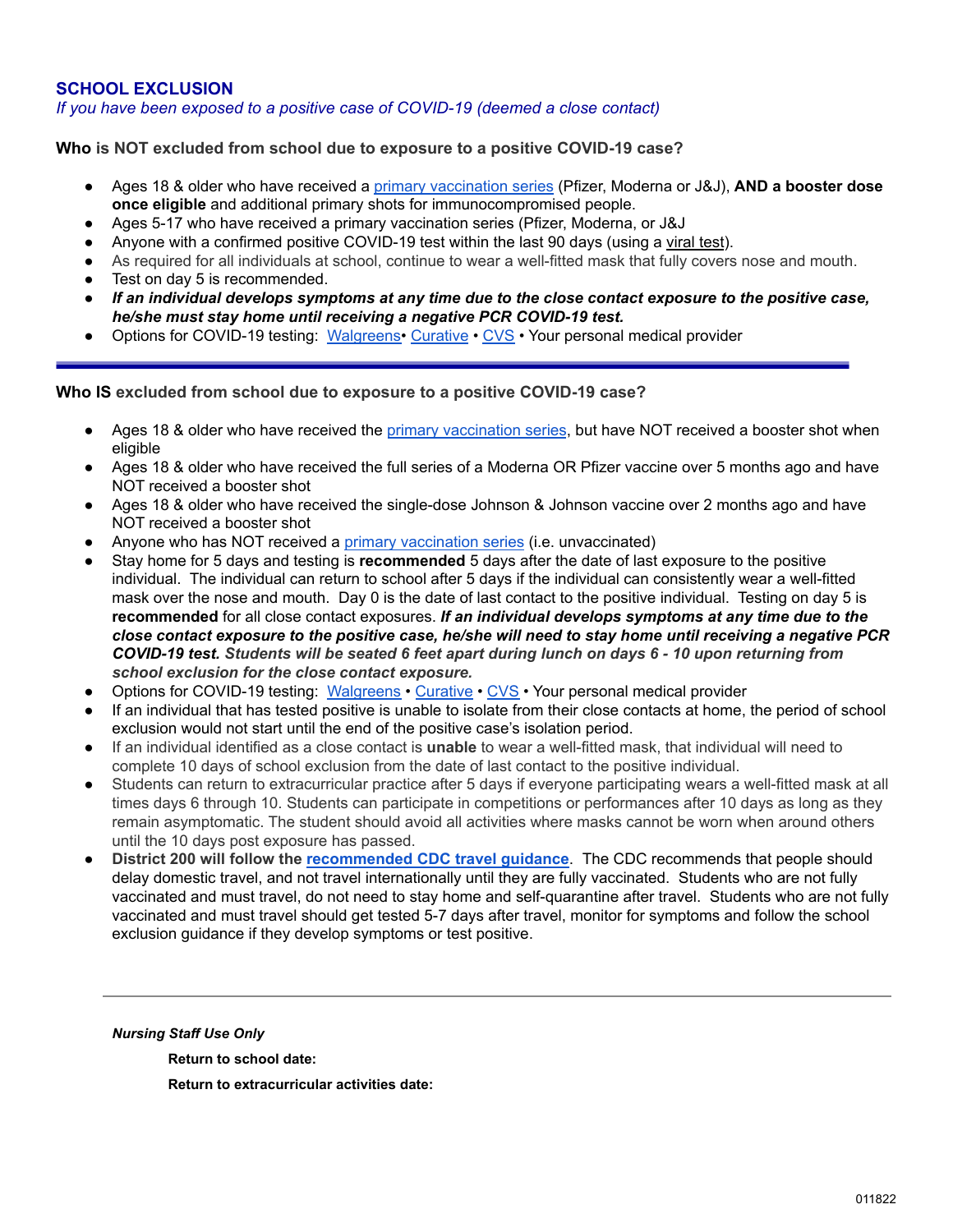## SCHOOL EXCLUSION

*If you have been exposed to a positive case of COVID-19 (deemed a close contact)*

**Who is NOT excluded from school due to exposure to a positive COVID-19 case?**

- Ages 18 & older who have received a primary vaccination series (Pfizer, Moderna or J&J), **AND a booster dose once eligible** and additional primary shots for immunocompromised people.
- Ages 5-17 who have received a primary vaccination series (Pfizer, Moderna, or J&J
- Anyone with a confirmed positive COVID-19 test within the last 90 days (using a viral test).
- As required for all individuals at school, continue to wear a well-fitted mask that fully covers nose and mouth.
- Test on day 5 is recommended.
- ***If an individual develops symptoms at any time due to the close contact exposure to the positive case, he/she must stay home until receiving a negative PCR COVID-19 test.***
- Options for COVID-19 testing: Walgreens• Curative • CVS • Your personal medical provider

---

**Who IS excluded from school due to exposure to a positive COVID-19 case?**

- Ages 18 & older who have received the primary vaccination series, but have NOT received a booster shot when eligible
- Ages 18 & older who have received the full series of a Moderna OR Pfizer vaccine over 5 months ago and have NOT received a booster shot
- Ages 18 & older who have received the single-dose Johnson & Johnson vaccine over 2 months ago and have NOT received a booster shot
- Anyone who has NOT received a primary vaccination series (i.e. unvaccinated)
- Stay home for 5 days and testing is **recommended** 5 days after the date of last exposure to the positive individual. The individual can return to school after 5 days if the individual can consistently wear a well-fitted mask over the nose and mouth. Day 0 is the date of last contact to the positive individual. Testing on day 5 is **recommended** for all close contact exposures. ***If an individual develops symptoms at any time due to the close contact exposure to the positive case, he/she will need to stay home until receiving a negative PCR COVID-19 test. Students will be seated 6 feet apart during lunch on days 6 - 10 upon returning from school exclusion for the close contact exposure.***
- Options for COVID-19 testing: Walgreens • Curative • CVS • Your personal medical provider
- If an individual that has tested positive is unable to isolate from their close contacts at home, the period of school exclusion would not start until the end of the positive case's isolation period.
- If an individual identified as a close contact is **unable** to wear a well-fitted mask, that individual will need to complete 10 days of school exclusion from the date of last contact to the positive individual.
- Students can return to extracurricular practice after 5 days if everyone participating wears a well-fitted mask at all times days 6 through 10. Students can participate in competitions or performances after 10 days as long as they remain asymptomatic. The student should avoid all activities where masks cannot be worn when around others until the 10 days post exposure has passed.
- **District 200 will follow the recommended CDC travel guidance**. The CDC recommends that people should delay domestic travel, and not travel internationally until they are fully vaccinated. Students who are not fully vaccinated and must travel, do not need to stay home and self-quarantine after travel. Students who are not fully vaccinated and must travel should get tested 5-7 days after travel, monitor for symptoms and follow the school exclusion guidance if they develop symptoms or test positive.

---

***Nursing Staff Use Only***

**Return to school date:**

**Return to extracurricular activities date:**

011822